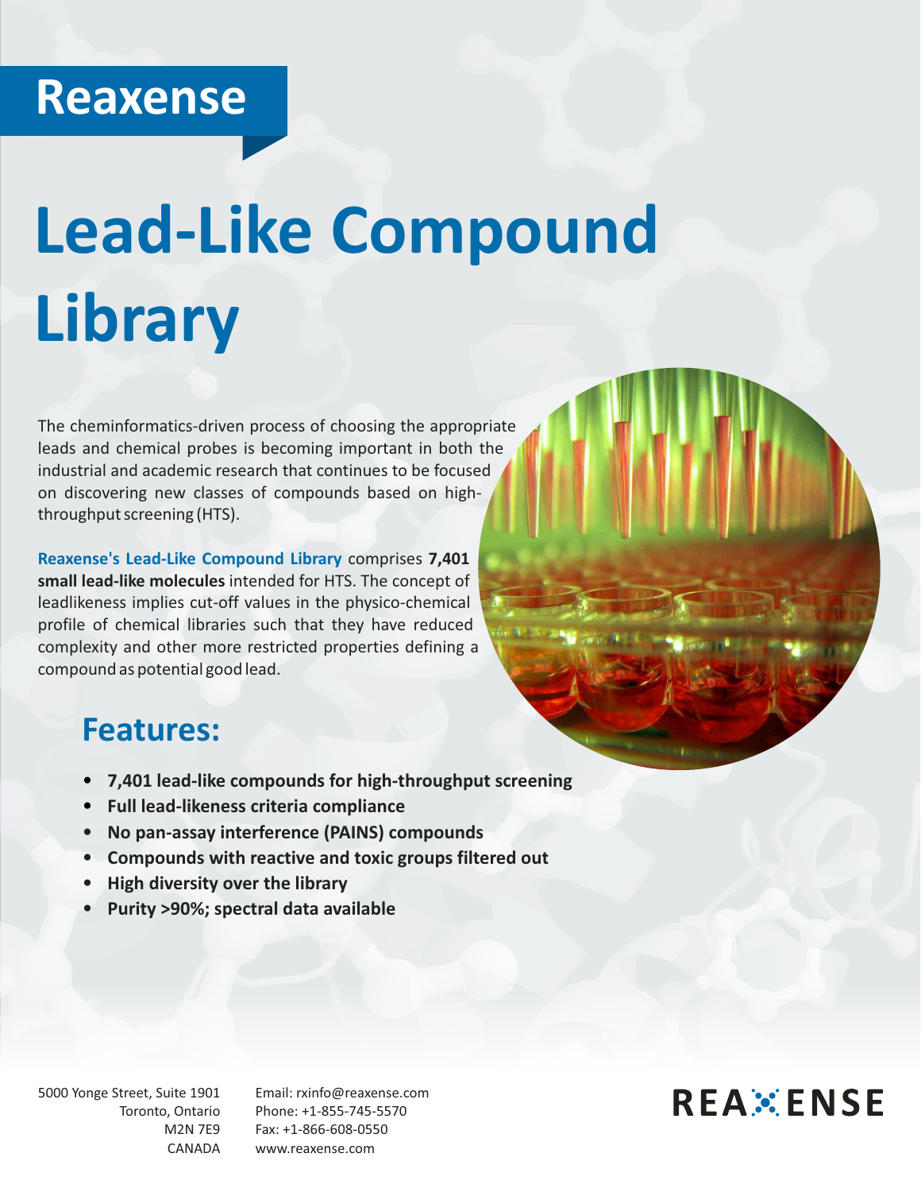# Reaxense

# Lead-Like Compound Library

The cheminformatics-driven process of choosing the appropriate leads and chemical probes is becoming important in both the industrial and academic research that continues to be focused on discovering new classes of compounds based on high-throughput screening (HTS).

**Reaxense's Lead-Like Compound Library** comprises **7,401 small lead-like molecules** intended for HTS. The concept of leadlikeness implies cut-off values in the physico-chemical profile of chemical libraries such that they have reduced complexity and other more restricted properties defining a compound as potential good lead.

## Features:

- **7,401 lead-like compounds for high-throughput screening**
- **Full lead-likeness criteria compliance**
- **No pan-assay interference (PAINS) compounds**
- **Compounds with reactive and toxic groups filtered out**
- **High diversity over the library**
- **Purity >90%; spectral data available**

5000 Yonge Street, Suite 1901
Toronto, Ontario
M2N 7E9
CANADA

Email: rxinfo@reaxense.com
Phone: +1-855-745-5570
Fax: +1-866-608-0550
www.reaxense.com

REAXENSE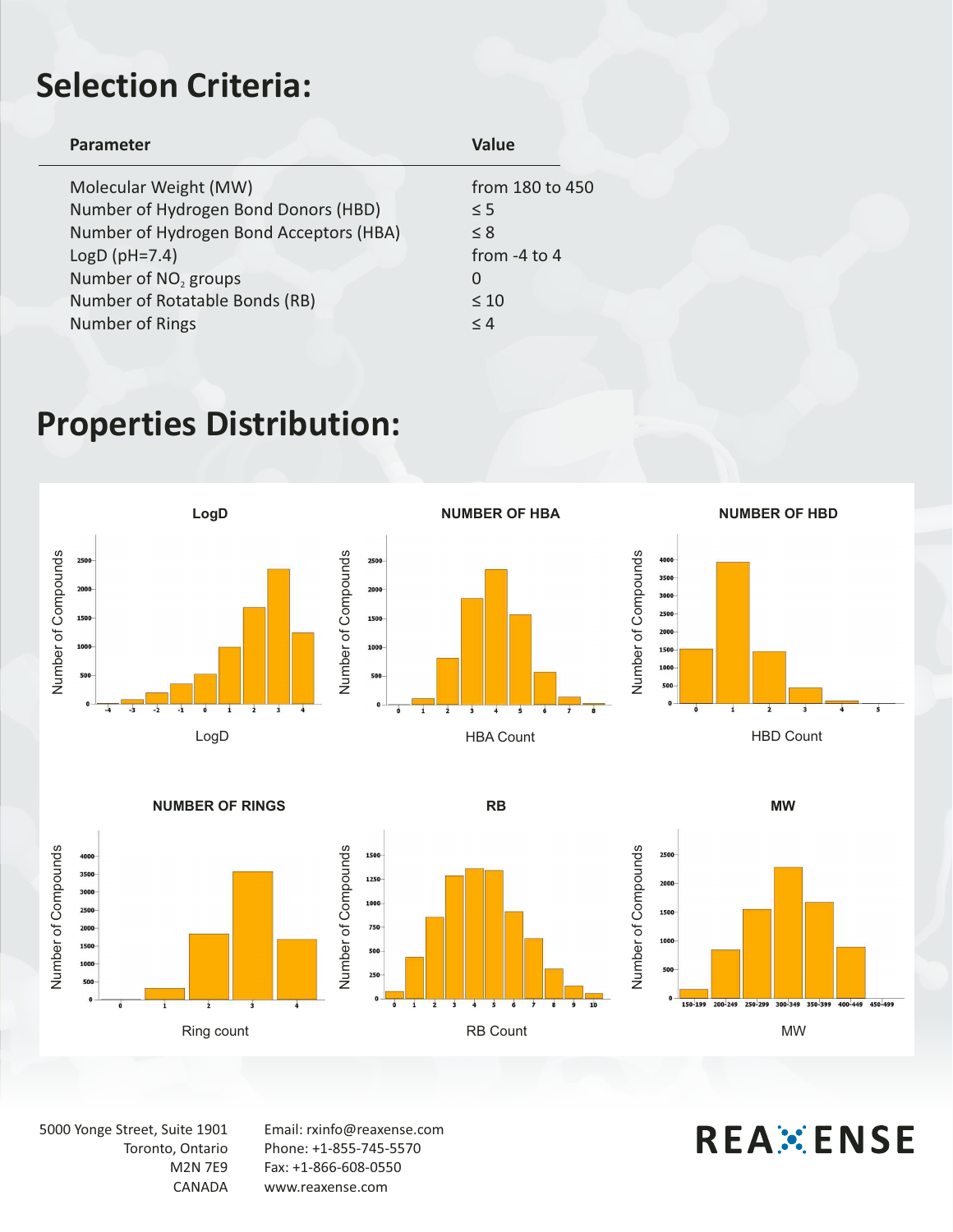# Selection Criteria:

| Parameter | Value |
|---|---|
| Molecular Weight (MW) | from 180 to 450 |
| Number of Hydrogen Bond Donors (HBD) | ≤ 5 |
| Number of Hydrogen Bond Acceptors (HBA) | ≤ 8 |
| LogD (pH=7.4) | from -4 to 4 |
| Number of $NO_2$ groups | 0 |
| Number of Rotatable Bonds (RB) | ≤ 10 |
| Number of Rings | ≤ 4 |

# Properties Distribution:

LogD

Number of Compounds

0, 500, 1000, 1500, 2000, 2500

-4, -3, -2, -1, 0, 1, 2, 3, 4

LogD

NUMBER OF HBA

Number of Compounds

0, 500, 1000, 1500, 2000, 2500

0, 1, 2, 3, 4, 5, 6, 7, 8

HBA Count

NUMBER OF HBD

Number of Compounds

0, 500, 1000, 1500, 2000, 2500, 3000, 3500, 4000

0, 1, 2, 3, 4, 5

HBD Count

NUMBER OF RINGS

Number of Compounds

0, 500, 1000, 1500, 2000, 2500, 3000, 3500, 4000

0, 1, 2, 3, 4

Ring count

RB

Number of Compounds

0, 250, 500, 750, 1000, 1250, 1500

0, 1, 2, 3, 4, 5, 6, 7, 8, 9, 10

RB Count

MW

Number of Compounds

0, 500, 1000, 1500, 2000, 2500

150-199, 200-249, 250-299, 300-349, 350-399, 400-449, 450-499

MW

5000 Yonge Street, Suite 1901
Toronto, Ontario
M2N 7E9
CANADA

Email: rxinfo@reaxense.com
Phone: +1-855-745-5570
Fax: +1-866-608-0550
www.reaxense.com

REAXENSE